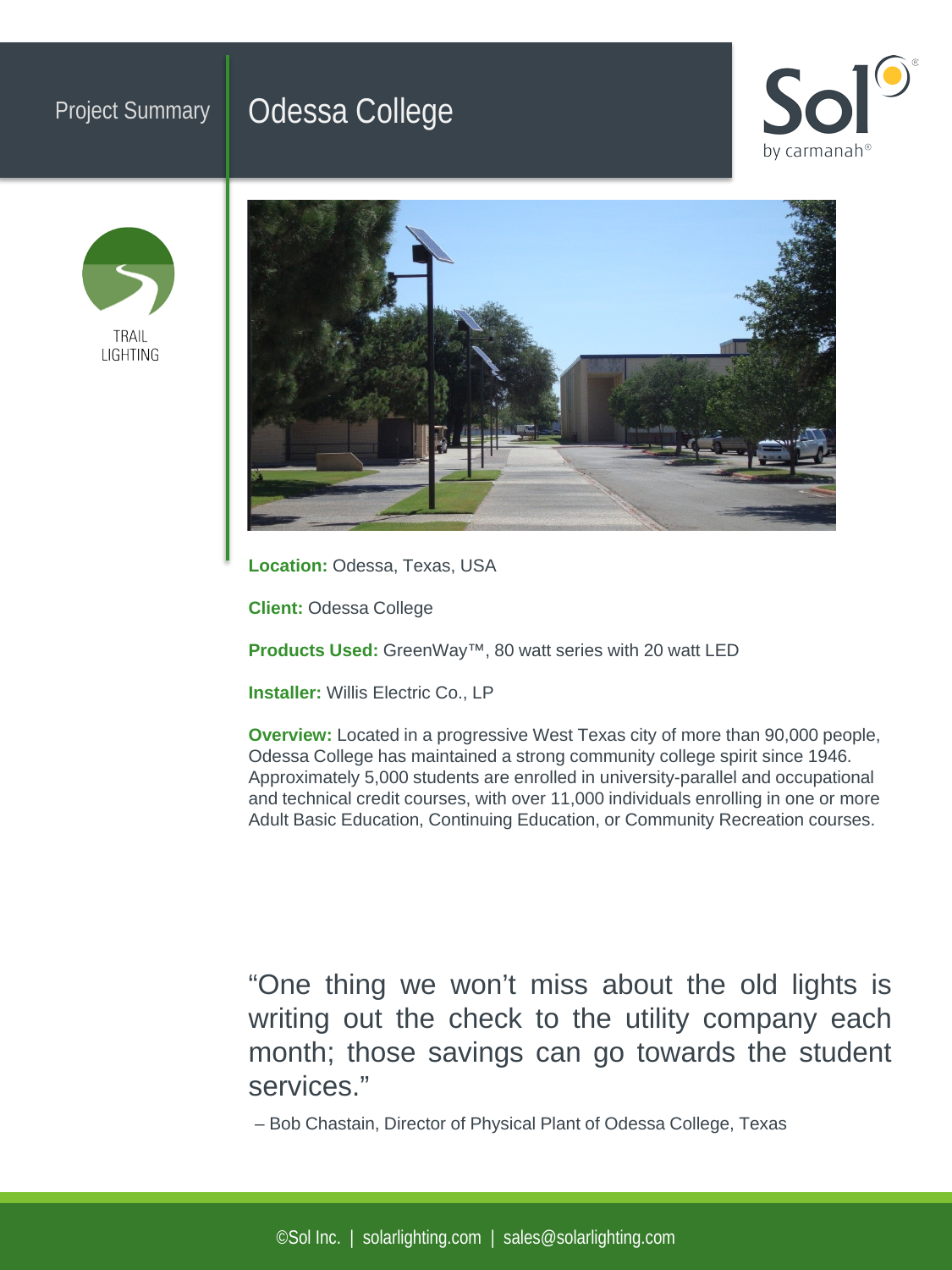Project Summary

# Odessa College

Sol by carmanah®

TRAIL LIGHTING

**Location:** Odessa, Texas, USA

**Client:** Odessa College

**Products Used:** GreenWay™, 80 watt series with 20 watt LED

**Installer:** Willis Electric Co., LP

**Overview:** Located in a progressive West Texas city of more than 90,000 people, Odessa College has maintained a strong community college spirit since 1946. Approximately 5,000 students are enrolled in university-parallel and occupational and technical credit courses, with over 11,000 individuals enrolling in one or more Adult Basic Education, Continuing Education, or Community Recreation courses.

> "One thing we won't miss about the old lights is writing out the check to the utility company each month; those savings can go towards the student services."
>
> – Bob Chastain, Director of Physical Plant of Odessa College, Texas

©Sol Inc. | solarlighting.com | sales@solarlighting.com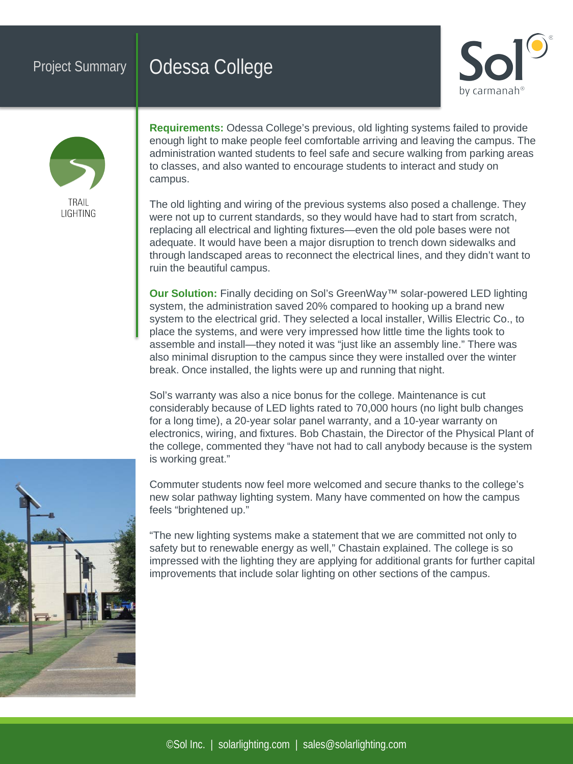Project Summary

# Odessa College

TRAIL LIGHTING

**Requirements:** Odessa College's previous, old lighting systems failed to provide enough light to make people feel comfortable arriving and leaving the campus. The administration wanted students to feel safe and secure walking from parking areas to classes, and also wanted to encourage students to interact and study on campus.

The old lighting and wiring of the previous systems also posed a challenge. They were not up to current standards, so they would have had to start from scratch, replacing all electrical and lighting fixtures—even the old pole bases were not adequate. It would have been a major disruption to trench down sidewalks and through landscaped areas to reconnect the electrical lines, and they didn't want to ruin the beautiful campus.

**Our Solution:** Finally deciding on Sol's GreenWay™ solar-powered LED lighting system, the administration saved 20% compared to hooking up a brand new system to the electrical grid. They selected a local installer, Willis Electric Co., to place the systems, and were very impressed how little time the lights took to assemble and install—they noted it was "just like an assembly line." There was also minimal disruption to the campus since they were installed over the winter break. Once installed, the lights were up and running that night.

Sol's warranty was also a nice bonus for the college. Maintenance is cut considerably because of LED lights rated to 70,000 hours (no light bulb changes for a long time), a 20-year solar panel warranty, and a 10-year warranty on electronics, wiring, and fixtures. Bob Chastain, the Director of the Physical Plant of the college, commented they "have not had to call anybody because is the system is working great."

Commuter students now feel more welcomed and secure thanks to the college's new solar pathway lighting system. Many have commented on how the campus feels "brightened up."

"The new lighting systems make a statement that we are committed not only to safety but to renewable energy as well," Chastain explained. The college is so impressed with the lighting they are applying for additional grants for further capital improvements that include solar lighting on other sections of the campus.

©Sol Inc. | solarlighting.com | sales@solarlighting.com